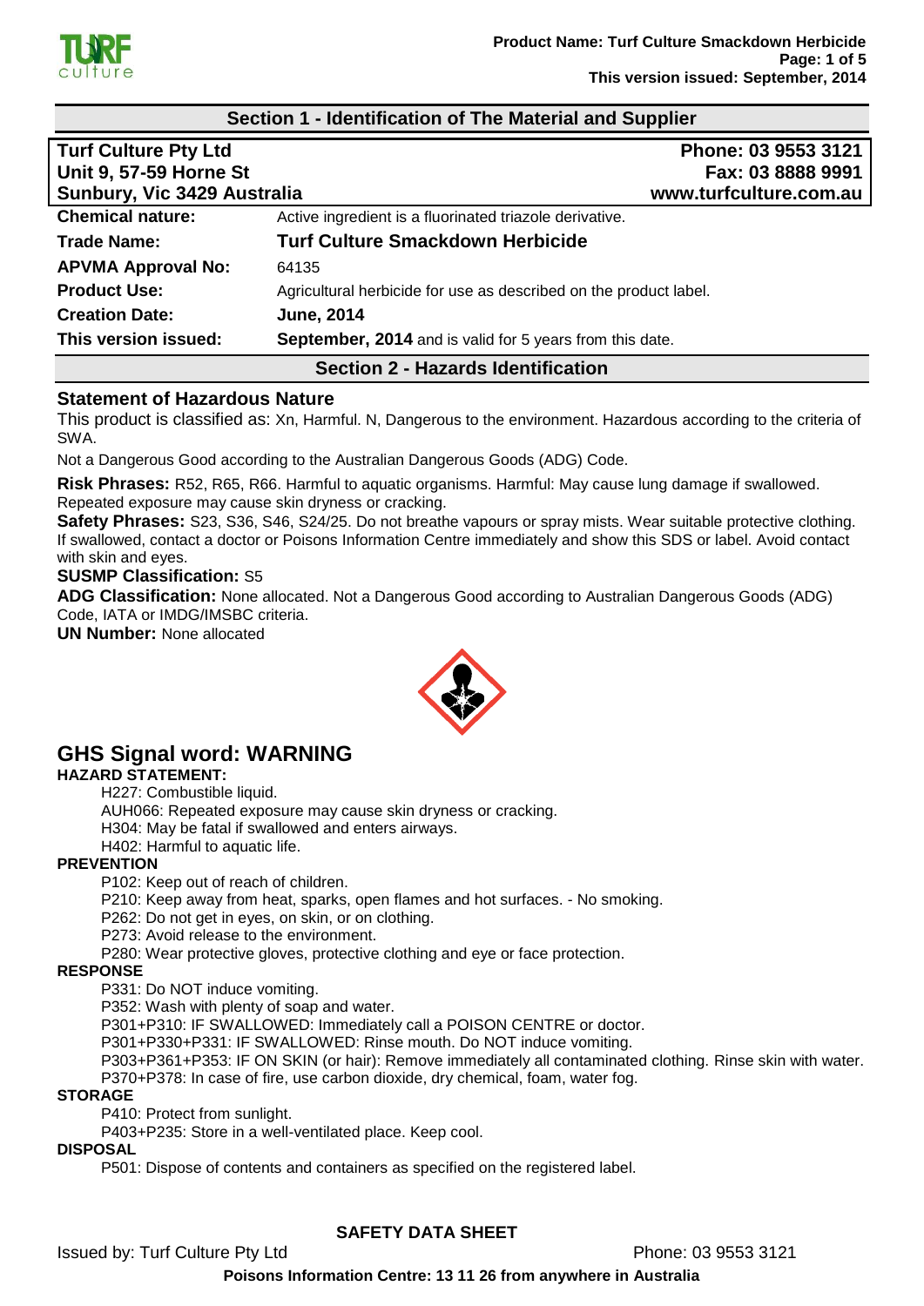## Section 1 - Identification of The Material and Supplier

| Turf Culture Pty Ltd | Phone: 03 9553 3121 |
|---|---|
| Unit 9, 57-59 Horne St | Fax: 03 8888 9991 |
| Sunbury, Vic 3429 Australia | www.turfculture.com.au |

| | |
|---|---|
| **Chemical nature:** | Active ingredient is a fluorinated triazole derivative. |
| **Trade Name:** | **Turf Culture Smackdown Herbicide** |
| **APVMA Approval No:** | 64135 |
| **Product Use:** | Agricultural herbicide for use as described on the product label. |
| **Creation Date:** | **June, 2014** |
| **This version issued:** | **September, 2014** and is valid for 5 years from this date. |

## Section 2 - Hazards Identification

### Statement of Hazardous Nature

This product is classified as: Xn, Harmful. N, Dangerous to the environment. Hazardous according to the criteria of SWA.

Not a Dangerous Good according to the Australian Dangerous Goods (ADG) Code.

**Risk Phrases:** R52, R65, R66. Harmful to aquatic organisms. Harmful: May cause lung damage if swallowed. Repeated exposure may cause skin dryness or cracking.

**Safety Phrases:** S23, S36, S46, S24/25. Do not breathe vapours or spray mists. Wear suitable protective clothing. If swallowed, contact a doctor or Poisons Information Centre immediately and show this SDS or label. Avoid contact with skin and eyes.

**SUSMP Classification:** S5

**ADG Classification:** None allocated. Not a Dangerous Good according to Australian Dangerous Goods (ADG) Code, IATA or IMDG/IMSBC criteria.

**UN Number:** None allocated

## GHS Signal word: WARNING

**HAZARD STATEMENT:**

H227: Combustible liquid.
AUH066: Repeated exposure may cause skin dryness or cracking.
H304: May be fatal if swallowed and enters airways.
H402: Harmful to aquatic life.

**PREVENTION**

P102: Keep out of reach of children.
P210: Keep away from heat, sparks, open flames and hot surfaces. - No smoking.
P262: Do not get in eyes, on skin, or on clothing.
P273: Avoid release to the environment.
P280: Wear protective gloves, protective clothing and eye or face protection.

**RESPONSE**

P331: Do NOT induce vomiting.
P352: Wash with plenty of soap and water.
P301+P310: IF SWALLOWED: Immediately call a POISON CENTRE or doctor.
P301+P330+P331: IF SWALLOWED: Rinse mouth. Do NOT induce vomiting.
P303+P361+P353: IF ON SKIN (or hair): Remove immediately all contaminated clothing. Rinse skin with water.
P370+P378: In case of fire, use carbon dioxide, dry chemical, foam, water fog.

**STORAGE**

P410: Protect from sunlight.
P403+P235: Store in a well-ventilated place. Keep cool.

**DISPOSAL**

P501: Dispose of contents and containers as specified on the registered label.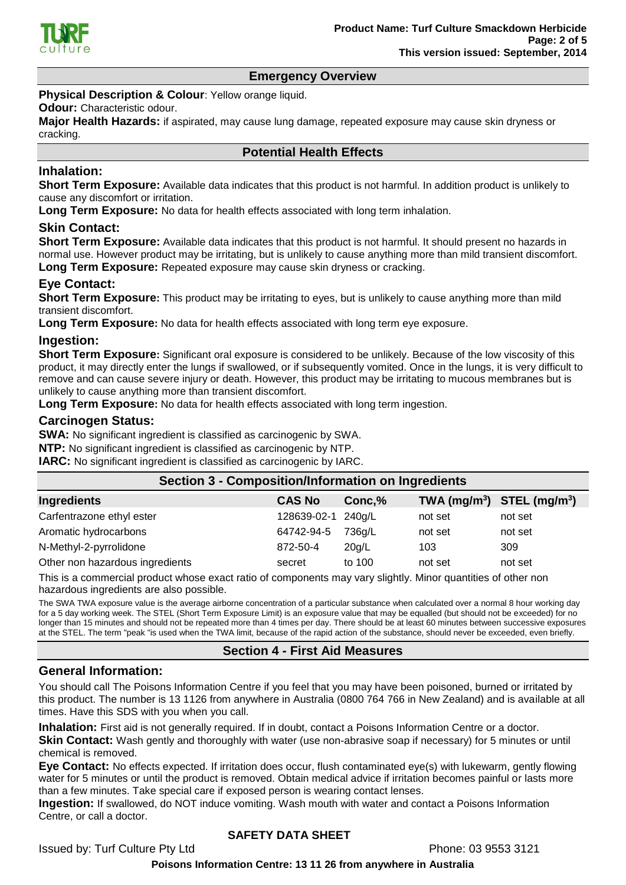## Emergency Overview

**Physical Description & Colour**: Yellow orange liquid.

**Odour:** Characteristic odour.

**Major Health Hazards:** if aspirated, may cause lung damage, repeated exposure may cause skin dryness or cracking.

## Potential Health Effects

### Inhalation:

**Short Term Exposure:** Available data indicates that this product is not harmful. In addition product is unlikely to cause any discomfort or irritation.

**Long Term Exposure:** No data for health effects associated with long term inhalation.

### Skin Contact:

**Short Term Exposure:** Available data indicates that this product is not harmful. It should present no hazards in normal use. However product may be irritating, but is unlikely to cause anything more than mild transient discomfort.

**Long Term Exposure:** Repeated exposure may cause skin dryness or cracking.

### Eye Contact:

**Short Term Exposure:** This product may be irritating to eyes, but is unlikely to cause anything more than mild transient discomfort.

**Long Term Exposure:** No data for health effects associated with long term eye exposure.

### Ingestion:

**Short Term Exposure:** Significant oral exposure is considered to be unlikely. Because of the low viscosity of this product, it may directly enter the lungs if swallowed, or if subsequently vomited. Once in the lungs, it is very difficult to remove and can cause severe injury or death. However, this product may be irritating to mucous membranes but is unlikely to cause anything more than transient discomfort.

**Long Term Exposure:** No data for health effects associated with long term ingestion.

### Carcinogen Status:

**SWA:** No significant ingredient is classified as carcinogenic by SWA.

**NTP:** No significant ingredient is classified as carcinogenic by NTP.

**IARC:** No significant ingredient is classified as carcinogenic by IARC.

## Section 3 - Composition/Information on Ingredients

| Ingredients | CAS No | Conc,% | TWA ($mg/m^3$) | STEL ($mg/m^3$) |
|---|---|---|---|---|
| Carfentrazone ethyl ester | 128639-02-1 | 240g/L | not set | not set |
| Aromatic hydrocarbons | 64742-94-5 | 736g/L | not set | not set |
| N-Methyl-2-pyrrolidone | 872-50-4 | 20g/L | 103 | 309 |
| Other non hazardous ingredients | secret | to 100 | not set | not set |

This is a commercial product whose exact ratio of components may vary slightly. Minor quantities of other non hazardous ingredients are also possible.

The SWA TWA exposure value is the average airborne concentration of a particular substance when calculated over a normal 8 hour working day for a 5 day working week. The STEL (Short Term Exposure Limit) is an exposure value that may be equalled (but should not be exceeded) for no longer than 15 minutes and should not be repeated more than 4 times per day. There should be at least 60 minutes between successive exposures at the STEL. The term "peak "is used when the TWA limit, because of the rapid action of the substance, should never be exceeded, even briefly.

## Section 4 - First Aid Measures

### General Information:

You should call The Poisons Information Centre if you feel that you may have been poisoned, burned or irritated by this product. The number is 13 1126 from anywhere in Australia (0800 764 766 in New Zealand) and is available at all times. Have this SDS with you when you call.

**Inhalation:** First aid is not generally required. If in doubt, contact a Poisons Information Centre or a doctor.

**Skin Contact:** Wash gently and thoroughly with water (use non-abrasive soap if necessary) for 5 minutes or until chemical is removed.

**Eye Contact:** No effects expected. If irritation does occur, flush contaminated eye(s) with lukewarm, gently flowing water for 5 minutes or until the product is removed. Obtain medical advice if irritation becomes painful or lasts more than a few minutes. Take special care if exposed person is wearing contact lenses.

**Ingestion:** If swallowed, do NOT induce vomiting. Wash mouth with water and contact a Poisons Information Centre, or call a doctor.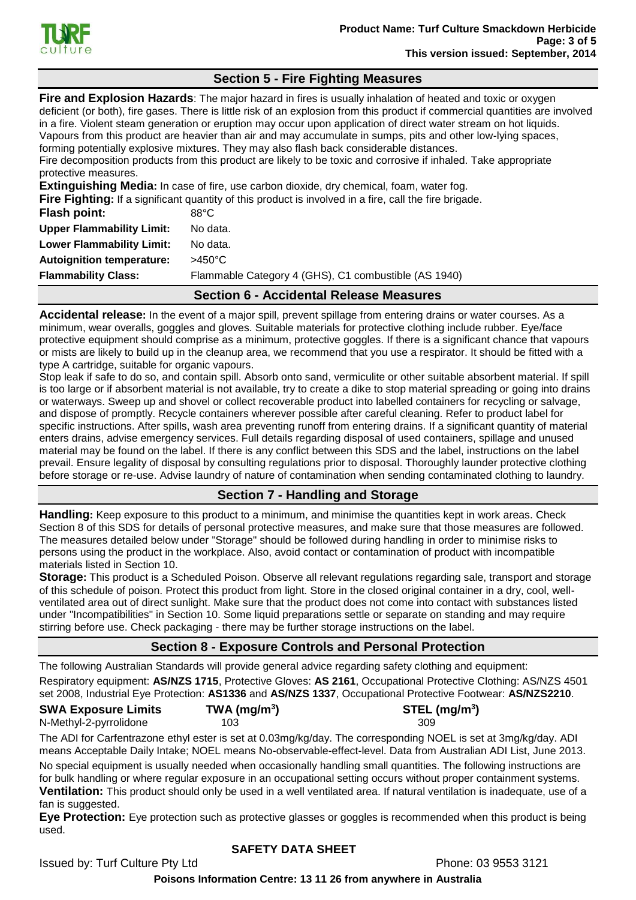## Section 5 - Fire Fighting Measures

**Fire and Explosion Hazards**: The major hazard in fires is usually inhalation of heated and toxic or oxygen deficient (or both), fire gases. There is little risk of an explosion from this product if commercial quantities are involved in a fire. Violent steam generation or eruption may occur upon application of direct water stream on hot liquids. Vapours from this product are heavier than air and may accumulate in sumps, pits and other low-lying spaces, forming potentially explosive mixtures. They may also flash back considerable distances.
Fire decomposition products from this product are likely to be toxic and corrosive if inhaled. Take appropriate protective measures.

**Extinguishing Media:** In case of fire, use carbon dioxide, dry chemical, foam, water fog.

**Fire Fighting:** If a significant quantity of this product is involved in a fire, call the fire brigade.

| | |
|---|---|
| **Flash point:** | 88°C |
| **Upper Flammability Limit:** | No data. |
| **Lower Flammability Limit:** | No data. |
| **Autoignition temperature:** | >450°C |
| **Flammability Class:** | Flammable Category 4 (GHS), C1 combustible (AS 1940) |

## Section 6 - Accidental Release Measures

**Accidental release:** In the event of a major spill, prevent spillage from entering drains or water courses. As a minimum, wear overalls, goggles and gloves. Suitable materials for protective clothing include rubber. Eye/face protective equipment should comprise as a minimum, protective goggles. If there is a significant chance that vapours or mists are likely to build up in the cleanup area, we recommend that you use a respirator. It should be fitted with a type A cartridge, suitable for organic vapours.

Stop leak if safe to do so, and contain spill. Absorb onto sand, vermiculite or other suitable absorbent material. If spill is too large or if absorbent material is not available, try to create a dike to stop material spreading or going into drains or waterways. Sweep up and shovel or collect recoverable product into labelled containers for recycling or salvage, and dispose of promptly. Recycle containers wherever possible after careful cleaning. Refer to product label for specific instructions. After spills, wash area preventing runoff from entering drains. If a significant quantity of material enters drains, advise emergency services. Full details regarding disposal of used containers, spillage and unused material may be found on the label. If there is any conflict between this SDS and the label, instructions on the label prevail. Ensure legality of disposal by consulting regulations prior to disposal. Thoroughly launder protective clothing before storage or re-use. Advise laundry of nature of contamination when sending contaminated clothing to laundry.

## Section 7 - Handling and Storage

**Handling:** Keep exposure to this product to a minimum, and minimise the quantities kept in work areas. Check Section 8 of this SDS for details of personal protective measures, and make sure that those measures are followed. The measures detailed below under "Storage" should be followed during handling in order to minimise risks to persons using the product in the workplace. Also, avoid contact or contamination of product with incompatible materials listed in Section 10.

**Storage:** This product is a Scheduled Poison. Observe all relevant regulations regarding sale, transport and storage of this schedule of poison. Protect this product from light. Store in the closed original container in a dry, cool, well-ventilated area out of direct sunlight. Make sure that the product does not come into contact with substances listed under "Incompatibilities" in Section 10. Some liquid preparations settle or separate on standing and may require stirring before use. Check packaging - there may be further storage instructions on the label.

## Section 8 - Exposure Controls and Personal Protection

The following Australian Standards will provide general advice regarding safety clothing and equipment:

Respiratory equipment: **AS/NZS 1715**, Protective Gloves: **AS 2161**, Occupational Protective Clothing: AS/NZS 4501 set 2008, Industrial Eye Protection: **AS1336** and **AS/NZS 1337**, Occupational Protective Footwear: **AS/NZS2210**.

| SWA Exposure Limits | TWA (mg/m$^3$) | STEL (mg/m$^3$) |
|---|---|---|
| N-Methyl-2-pyrrolidone | 103 | 309 |

The ADI for Carfentrazone ethyl ester is set at 0.03mg/kg/day. The corresponding NOEL is set at 3mg/kg/day. ADI means Acceptable Daily Intake; NOEL means No-observable-effect-level. Data from Australian ADI List, June 2013.

No special equipment is usually needed when occasionally handling small quantities. The following instructions are for bulk handling or where regular exposure in an occupational setting occurs without proper containment systems.

**Ventilation:** This product should only be used in a well ventilated area. If natural ventilation is inadequate, use of a fan is suggested.

**Eye Protection:** Eye protection such as protective glasses or goggles is recommended when this product is being used.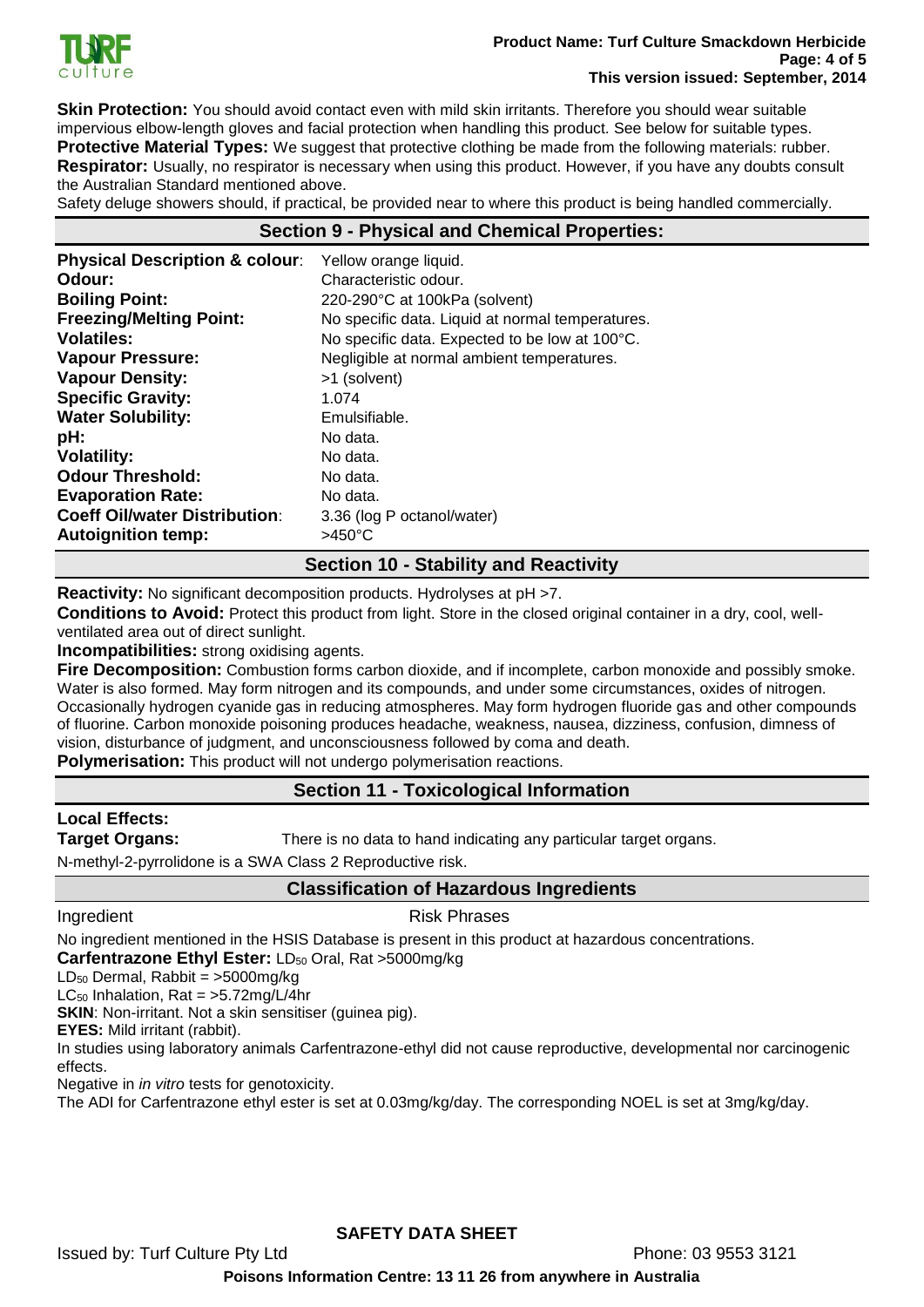**Skin Protection:** You should avoid contact even with mild skin irritants. Therefore you should wear suitable impervious elbow-length gloves and facial protection when handling this product. See below for suitable types.
**Protective Material Types:** We suggest that protective clothing be made from the following materials: rubber.
**Respirator:** Usually, no respirator is necessary when using this product. However, if you have any doubts consult the Australian Standard mentioned above.
Safety deluge showers should, if practical, be provided near to where this product is being handled commercially.

## Section 9 - Physical and Chemical Properties:

| | |
|---|---|
| **Physical Description & colour**: | Yellow orange liquid. |
| **Odour:** | Characteristic odour. |
| **Boiling Point:** | 220-290°C at 100kPa (solvent) |
| **Freezing/Melting Point:** | No specific data. Liquid at normal temperatures. |
| **Volatiles:** | No specific data. Expected to be low at 100°C. |
| **Vapour Pressure:** | Negligible at normal ambient temperatures. |
| **Vapour Density:** | >1 (solvent) |
| **Specific Gravity:** | 1.074 |
| **Water Solubility:** | Emulsifiable. |
| **pH:** | No data. |
| **Volatility:** | No data. |
| **Odour Threshold:** | No data. |
| **Evaporation Rate:** | No data. |
| **Coeff Oil/water Distribution**: | 3.36 (log P octanol/water) |
| **Autoignition temp:** | >450°C |

## Section 10 - Stability and Reactivity

**Reactivity:** No significant decomposition products. Hydrolyses at pH >7.
**Conditions to Avoid:** Protect this product from light. Store in the closed original container in a dry, cool, well-ventilated area out of direct sunlight.
**Incompatibilities:** strong oxidising agents.
**Fire Decomposition:** Combustion forms carbon dioxide, and if incomplete, carbon monoxide and possibly smoke. Water is also formed. May form nitrogen and its compounds, and under some circumstances, oxides of nitrogen. Occasionally hydrogen cyanide gas in reducing atmospheres. May form hydrogen fluoride gas and other compounds of fluorine. Carbon monoxide poisoning produces headache, weakness, nausea, dizziness, confusion, dimness of vision, disturbance of judgment, and unconsciousness followed by coma and death.
**Polymerisation:** This product will not undergo polymerisation reactions.

## Section 11 - Toxicological Information

**Local Effects:**
**Target Organs:** There is no data to hand indicating any particular target organs.

N-methyl-2-pyrrolidone is a SWA Class 2 Reproductive risk.

### Classification of Hazardous Ingredients

| Ingredient | Risk Phrases |
|---|---|

No ingredient mentioned in the HSIS Database is present in this product at hazardous concentrations.
**Carfentrazone Ethyl Ester:** $LD_{50}$ Oral, Rat >5000mg/kg
$LD_{50}$ Dermal, Rabbit = >5000mg/kg
$LC_{50}$ Inhalation, Rat = >5.72mg/L/4hr
**SKIN**: Non-irritant. Not a skin sensitiser (guinea pig).
**EYES:** Mild irritant (rabbit).
In studies using laboratory animals Carfentrazone-ethyl did not cause reproductive, developmental nor carcinogenic effects.
Negative in *in vitro* tests for genotoxicity.
The ADI for Carfentrazone ethyl ester is set at 0.03mg/kg/day. The corresponding NOEL is set at 3mg/kg/day.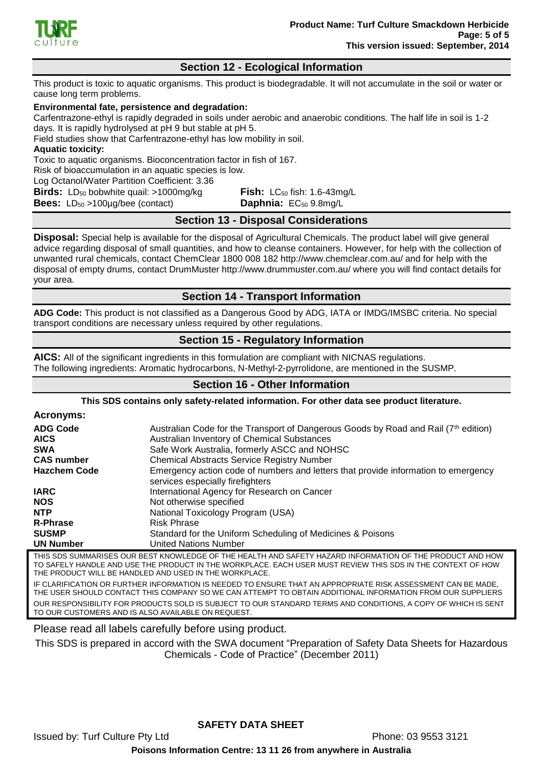## Section 12 - Ecological Information

This product is toxic to aquatic organisms. This product is biodegradable. It will not accumulate in the soil or water or cause long term problems.

**Environmental fate, persistence and degradation:**

Carfentrazone-ethyl is rapidly degraded in soils under aerobic and anaerobic conditions. The half life in soil is 1-2 days. It is rapidly hydrolysed at pH 9 but stable at pH 5.

Field studies show that Carfentrazone-ethyl has low mobility in soil.

**Aquatic toxicity:**

Toxic to aquatic organisms. Bioconcentration factor in fish of 167.

Risk of bioaccumulation in an aquatic species is low.

Log Octanol/Water Partition Coefficient: 3.36

**Birds:** $LD_{50}$ bobwhite quail: >1000mg/kg

**Bees:** $LD_{50}$ >100µg/bee (contact)

**Fish:** $LC_{50}$ fish: 1.6-43mg/L

**Daphnia:** $EC_{50}$ 9.8mg/L

## Section 13 - Disposal Considerations

**Disposal:** Special help is available for the disposal of Agricultural Chemicals. The product label will give general advice regarding disposal of small quantities, and how to cleanse containers. However, for help with the collection of unwanted rural chemicals, contact ChemClear 1800 008 182 http://www.chemclear.com.au/ and for help with the disposal of empty drums, contact DrumMuster http://www.drummuster.com.au/ where you will find contact details for your area.

## Section 14 - Transport Information

**ADG Code:** This product is not classified as a Dangerous Good by ADG, IATA or IMDG/IMSBC criteria. No special transport conditions are necessary unless required by other regulations.

## Section 15 - Regulatory Information

**AICS:** All of the significant ingredients in this formulation are compliant with NICNAS regulations.
The following ingredients: Aromatic hydrocarbons, N-Methyl-2-pyrrolidone, are mentioned in the SUSMP.

## Section 16 - Other Information

**This SDS contains only safety-related information. For other data see product literature.**

**Acronyms:**

| | |
|---|---|
| **ADG Code** | Australian Code for the Transport of Dangerous Goods by Road and Rail (7th edition) |
| **AICS** | Australian Inventory of Chemical Substances |
| **SWA** | Safe Work Australia, formerly ASCC and NOHSC |
| **CAS number** | Chemical Abstracts Service Registry Number |
| **Hazchem Code** | Emergency action code of numbers and letters that provide information to emergency services especially firefighters |
| **IARC** | International Agency for Research on Cancer |
| **NOS** | Not otherwise specified |
| **NTP** | National Toxicology Program (USA) |
| **R-Phrase** | Risk Phrase |
| **SUSMP** | Standard for the Uniform Scheduling of Medicines & Poisons |
| **UN Number** | United Nations Number |

THIS SDS SUMMARISES OUR BEST KNOWLEDGE OF THE HEALTH AND SAFETY HAZARD INFORMATION OF THE PRODUCT AND HOW TO SAFELY HANDLE AND USE THE PRODUCT IN THE WORKPLACE. EACH USER MUST REVIEW THIS SDS IN THE CONTEXT OF HOW THE PRODUCT WILL BE HANDLED AND USED IN THE WORKPLACE.

IF CLARIFICATION OR FURTHER INFORMATION IS NEEDED TO ENSURE THAT AN APPROPRIATE RISK ASSESSMENT CAN BE MADE, THE USER SHOULD CONTACT THIS COMPANY SO WE CAN ATTEMPT TO OBTAIN ADDITIONAL INFORMATION FROM OUR SUPPLIERS

OUR RESPONSIBILITY FOR PRODUCTS SOLD IS SUBJECT TO OUR STANDARD TERMS AND CONDITIONS, A COPY OF WHICH IS SENT TO OUR CUSTOMERS AND IS ALSO AVAILABLE ON REQUEST.

Please read all labels carefully before using product.

This SDS is prepared in accord with the SWA document "Preparation of Safety Data Sheets for Hazardous Chemicals - Code of Practice" (December 2011)